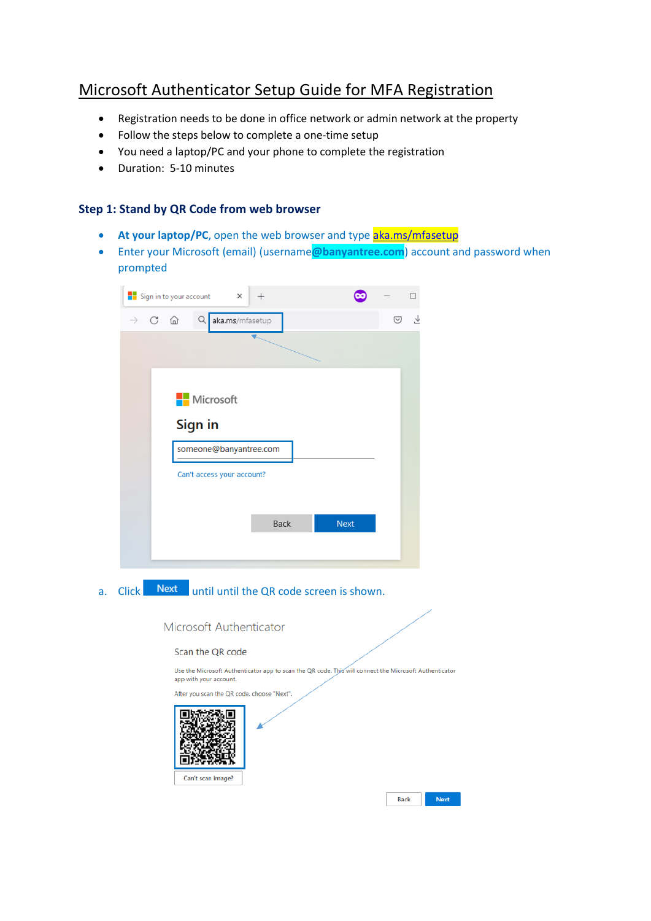# Microsoft Authenticator Setup Guide for MFA Registration

- Registration needs to be done in office network or admin network at the property
- Follow the steps below to complete a one-time setup
- You need a laptop/PC and your phone to complete the registration
- Duration: 5-10 minutes

### Step 1: Stand by QR Code from web browser

- **At your laptop/PC**, open the web browser and type aka.ms/mfasetup
- Enter your Microsoft (email) (username**@banyantree.com**) account and password when prompted

a. Click **Next** until until the QR code screen is shown.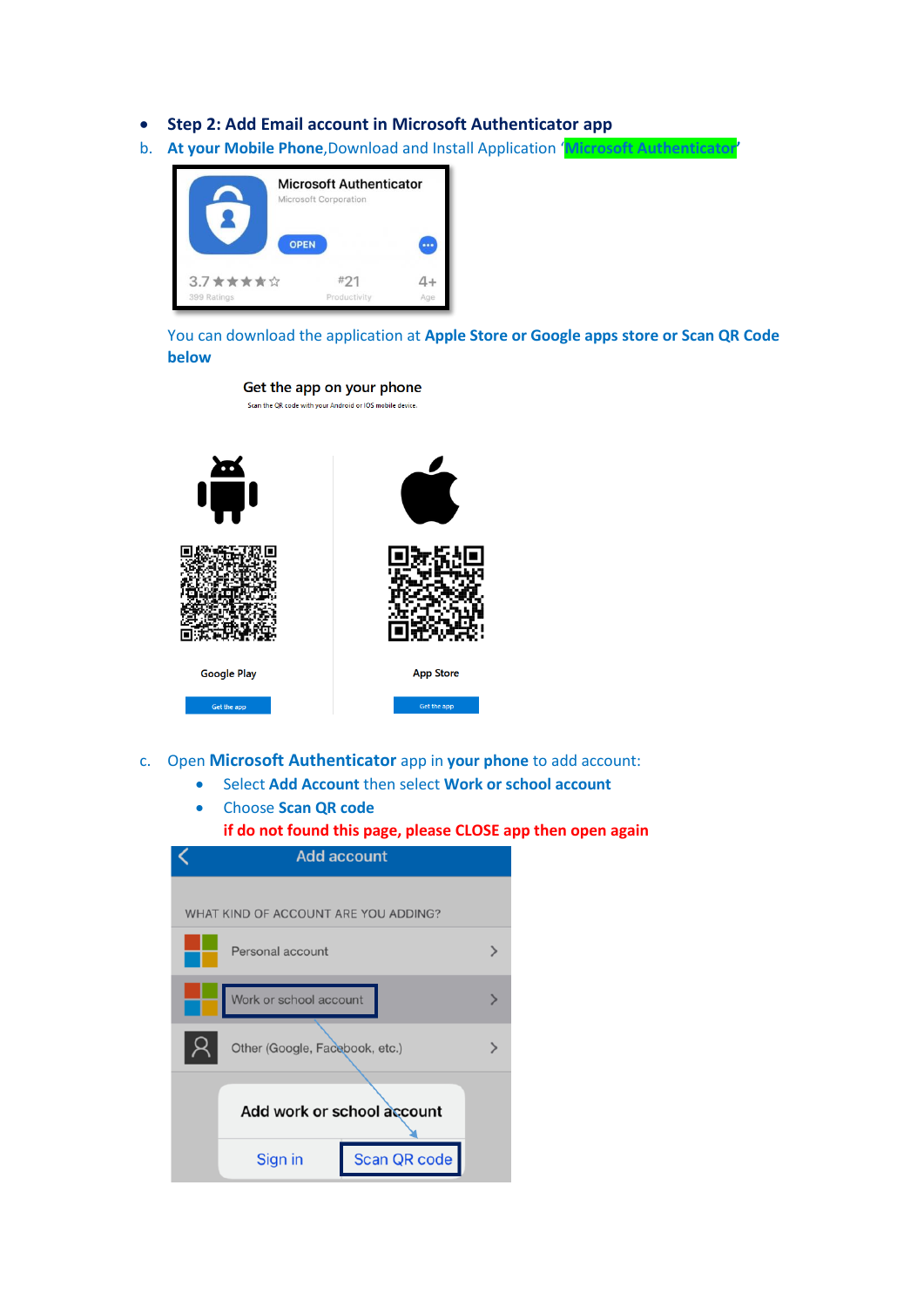- **Step 2: Add Email account in Microsoft Authenticator app**

b. **At your Mobile Phone**,Download and Install Application '**Microsoft Authenticator**'

You can download the application at **Apple Store or Google apps store or Scan QR Code below**

c. Open **Microsoft Authenticator** app in **your phone** to add account:

- Select **Add Account** then select **Work or school account**
- Choose **Scan QR code**

  **if do not found this page, please CLOSE app then open again**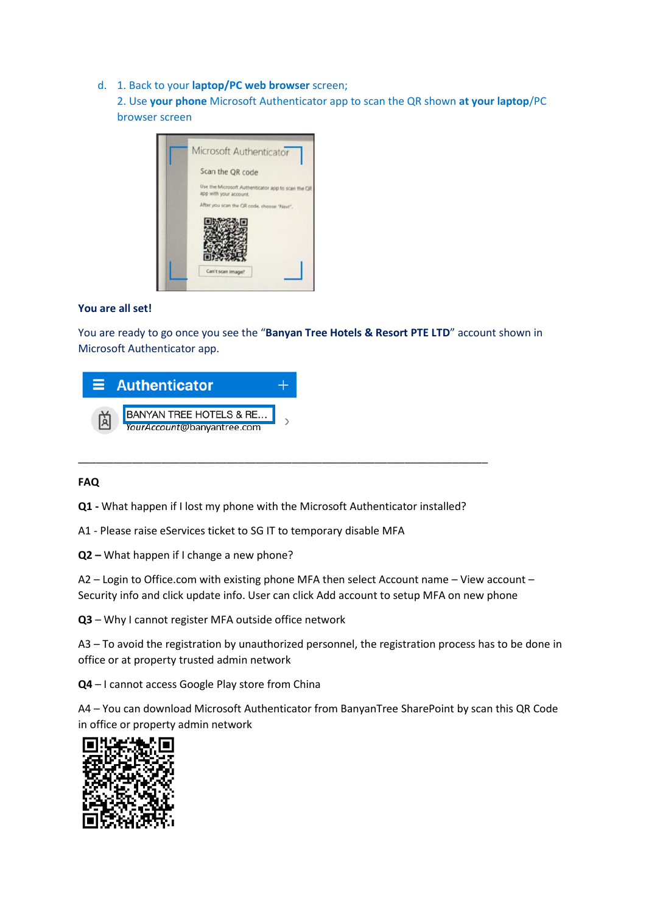d. 1. Back to your **laptop/PC web browser** screen;
   2. Use **your phone** Microsoft Authenticator app to scan the QR shown **at your laptop**/PC browser screen

**You are all set!**

You are ready to go once you see the "**Banyan Tree Hotels & Resort PTE LTD**" account shown in Microsoft Authenticator app.

______________________________________________________________________

**FAQ**

**Q1 -** What happen if I lost my phone with the Microsoft Authenticator installed?

A1 - Please raise eServices ticket to SG IT to temporary disable MFA

**Q2 –** What happen if I change a new phone?

A2 – Login to Office.com with existing phone MFA then select Account name – View account – Security info and click update info. User can click Add account to setup MFA on new phone

**Q3** – Why I cannot register MFA outside office network

A3 – To avoid the registration by unauthorized personnel, the registration process has to be done in office or at property trusted admin network

**Q4** – I cannot access Google Play store from China

A4 – You can download Microsoft Authenticator from BanyanTree SharePoint by scan this QR Code in office or property admin network